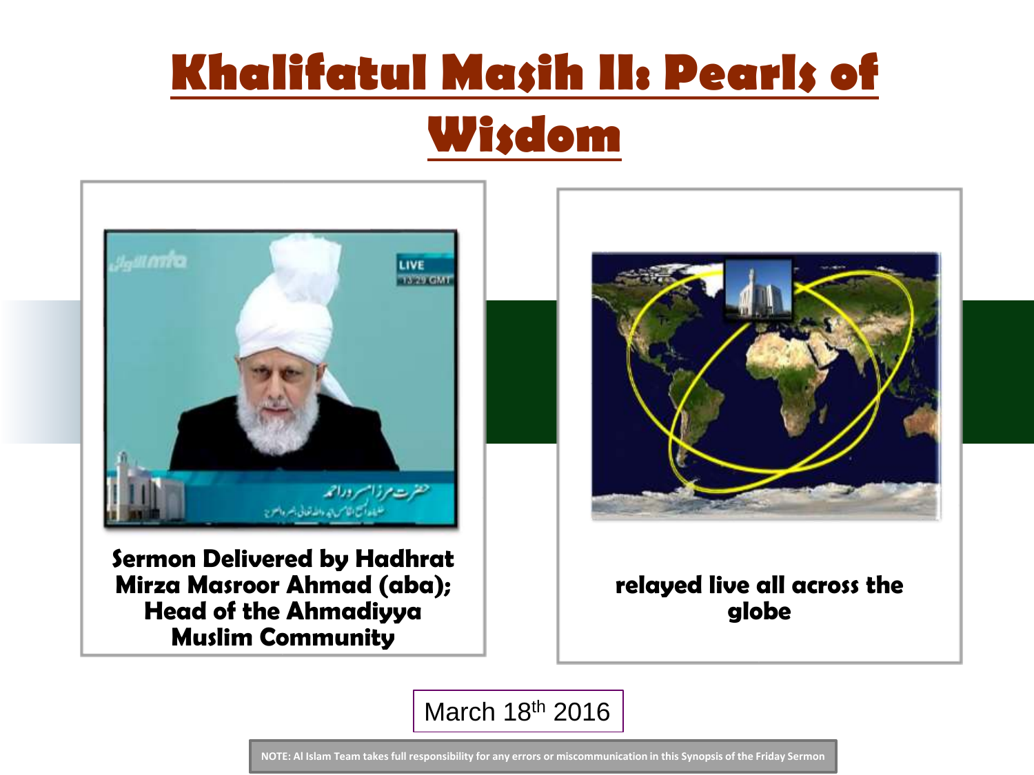# Khalifatul Masih II: Pearls of Wisdom

**Sermon Delivered by Hadhrat Mirza Masroor Ahmad (aba); Head of the Ahmadiyya Muslim Community**

**relayed live all across the globe**

March 18th 2016

NOTE: Al Islam Team takes full responsibility for any errors or miscommunication in this Synopsis of the Friday Sermon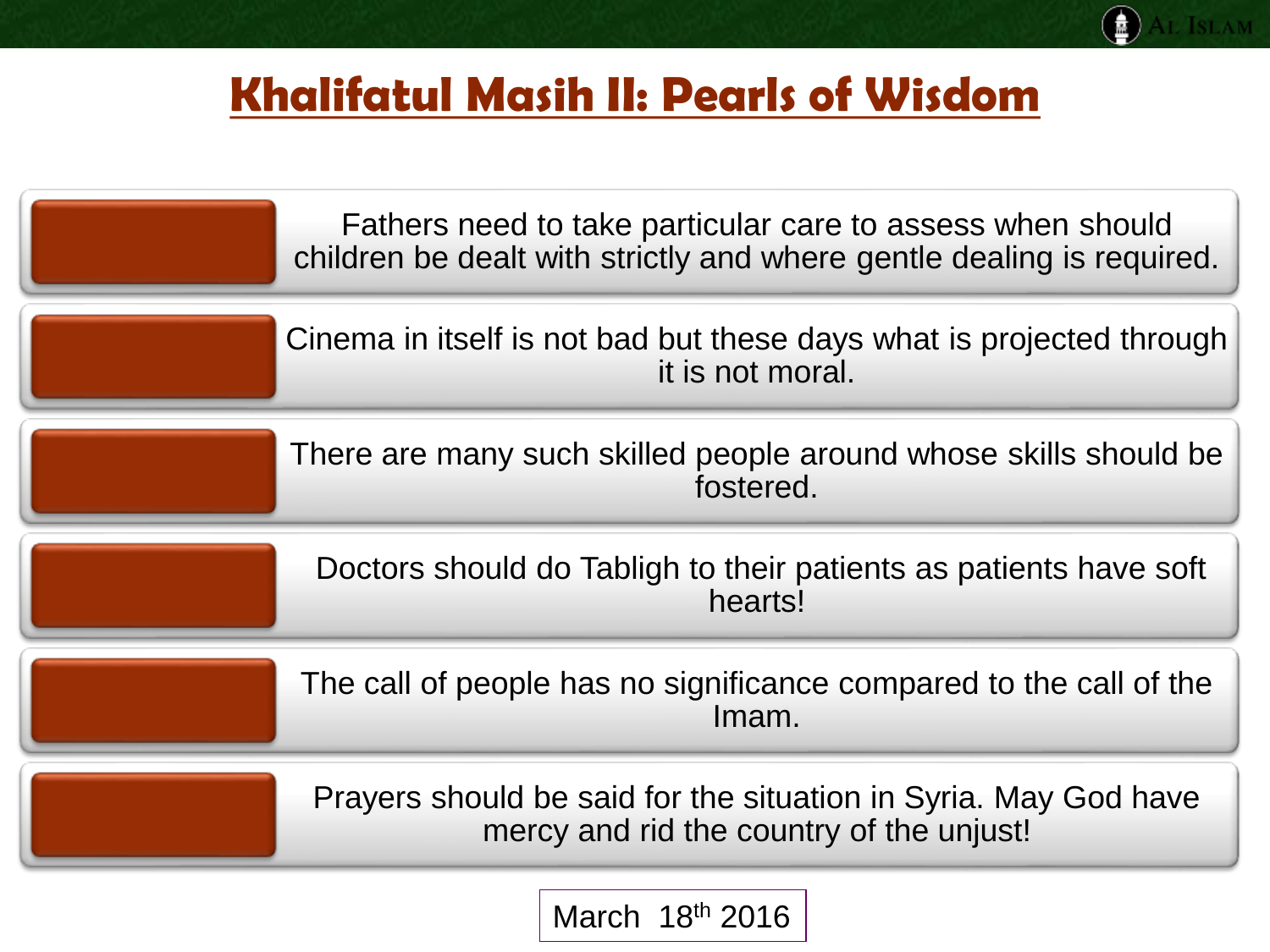# Khalifatul Masih II: Pearls of Wisdom

- Fathers need to take particular care to assess when should children be dealt with strictly and where gentle dealing is required.
- Cinema in itself is not bad but these days what is projected through it is not moral.
- There are many such skilled people around whose skills should be fostered.
- Doctors should do Tabligh to their patients as patients have soft hearts!
- The call of people has no significance compared to the call of the Imam.
- Prayers should be said for the situation in Syria. May God have mercy and rid the country of the unjust!

March 18th 2016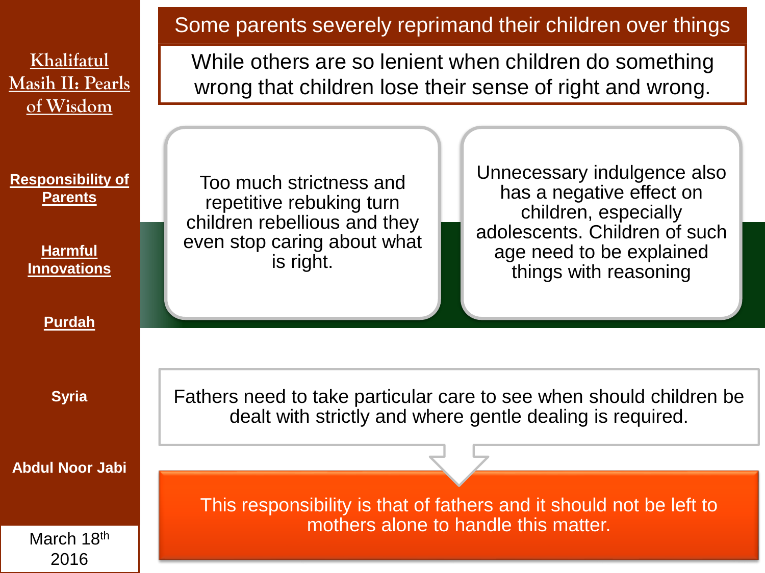# Khalifatul Masih II: Pearls of Wisdom

**Responsibility of Parents**

**Harmful Innovations**

**Purdah**

**Syria**

**Abdul Noor Jabi**

March 18th 2016

## Some parents severely reprimand their children over things

While others are so lenient when children do something wrong that children lose their sense of right and wrong.

Too much strictness and repetitive rebuking turn children rebellious and they even stop caring about what is right.

Unnecessary indulgence also has a negative effect on children, especially adolescents. Children of such age need to be explained things with reasoning

Fathers need to take particular care to see when should children be dealt with strictly and where gentle dealing is required.

This responsibility is that of fathers and it should not be left to mothers alone to handle this matter.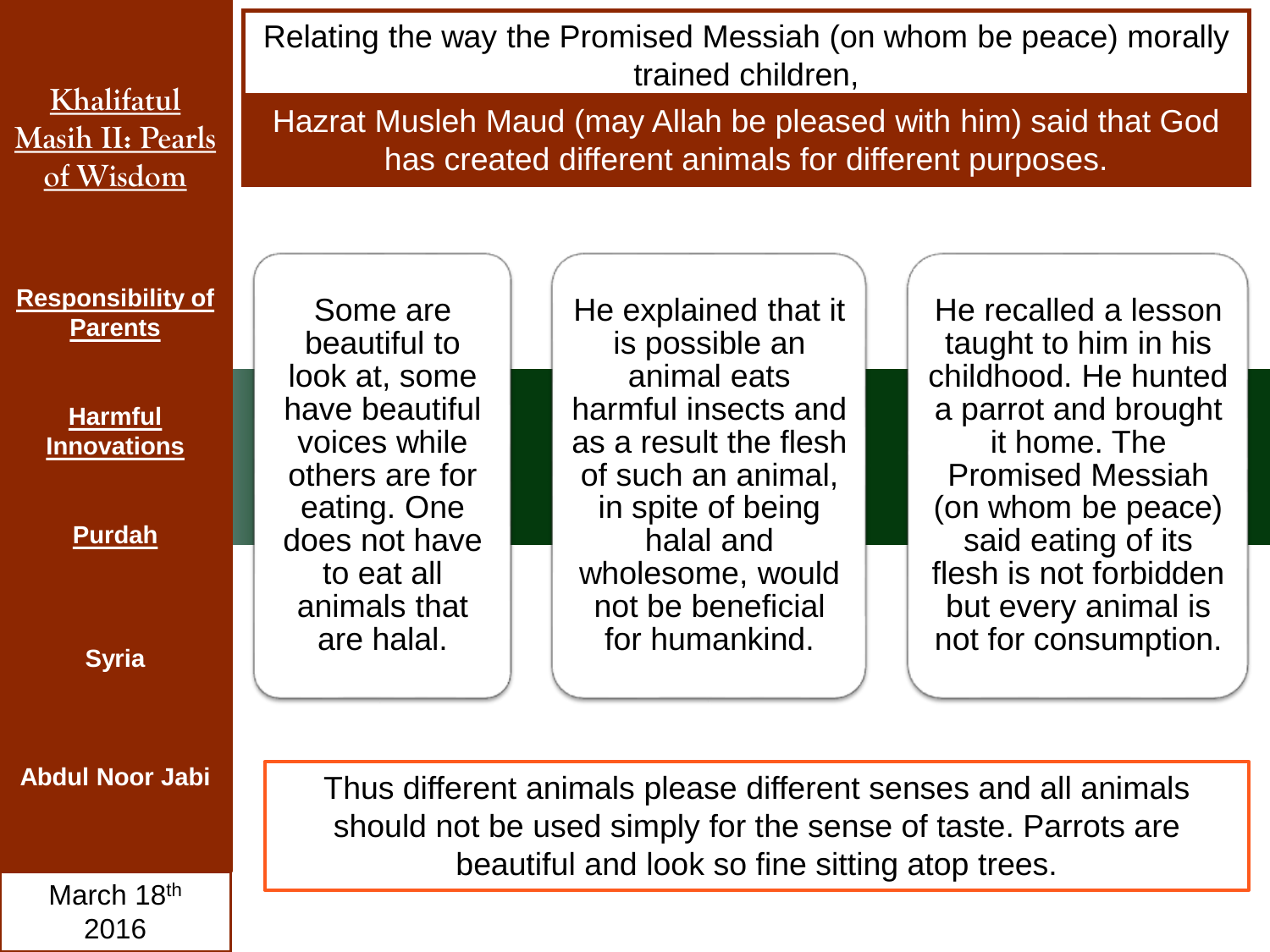# Khalifatul Masih II: Pearls of Wisdom

**Responsibility of Parents**

**Harmful Innovations**

**Purdah**

**Syria**

**Abdul Noor Jabi**

March 18th 2016

Relating the way the Promised Messiah (on whom be peace) morally trained children,

Hazrat Musleh Maud (may Allah be pleased with him) said that God has created different animals for different purposes.

Some are beautiful to look at, some have beautiful voices while others are for eating. One does not have to eat all animals that are halal.

He explained that it is possible an animal eats harmful insects and as a result the flesh of such an animal, in spite of being halal and wholesome, would not be beneficial for humankind.

He recalled a lesson taught to him in his childhood. He hunted a parrot and brought it home. The Promised Messiah (on whom be peace) said eating of its flesh is not forbidden but every animal is not for consumption.

Thus different animals please different senses and all animals should not be used simply for the sense of taste. Parrots are beautiful and look so fine sitting atop trees.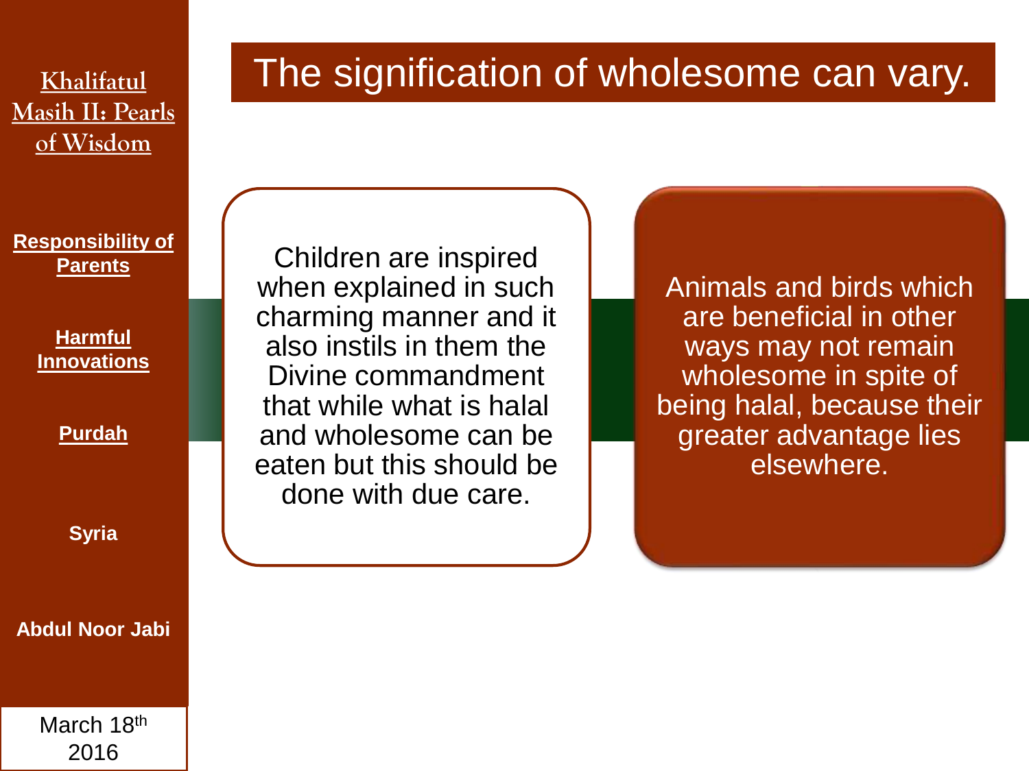# The signification of wholesome can vary.

Children are inspired when explained in such charming manner and it also instils in them the Divine commandment that while what is halal and wholesome can be eaten but this should be done with due care.

Animals and birds which are beneficial in other ways may not remain wholesome in spite of being halal, because their greater advantage lies elsewhere.

**Khalifatul Masih II: Pearls of Wisdom**

**Responsibility of Parents**

**Harmful Innovations**

**Purdah**

**Syria**

**Abdul Noor Jabi**

March 18th 2016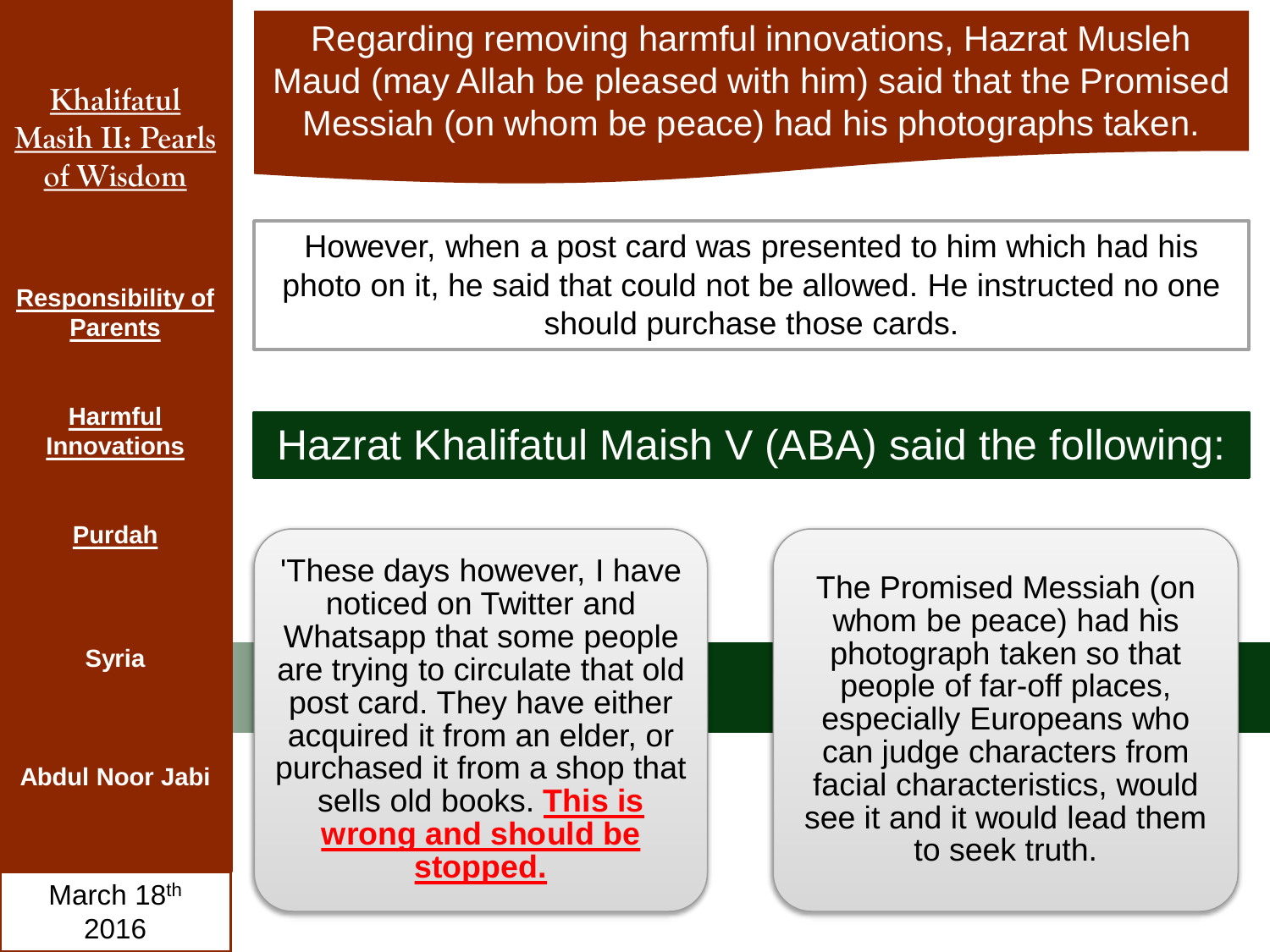Khalifatul Masih II: Pearls of Wisdom

**Responsibility of Parents**

**Harmful Innovations**

**Purdah**

**Syria**

**Abdul Noor Jabi**

March 18th 2016

## Regarding removing harmful innovations, Hazrat Musleh Maud (may Allah be pleased with him) said that the Promised Messiah (on whom be peace) had his photographs taken.

However, when a post card was presented to him which had his photo on it, he said that could not be allowed. He instructed no one should purchase those cards.

## Hazrat Khalifatul Maish V (ABA) said the following:

'These days however, I have noticed on Twitter and Whatsapp that some people are trying to circulate that old post card. They have either acquired it from an elder, or purchased it from a shop that sells old books. **This is wrong and should be stopped.**

The Promised Messiah (on whom be peace) had his photograph taken so that people of far-off places, especially Europeans who can judge characters from facial characteristics, would see it and it would lead them to seek truth.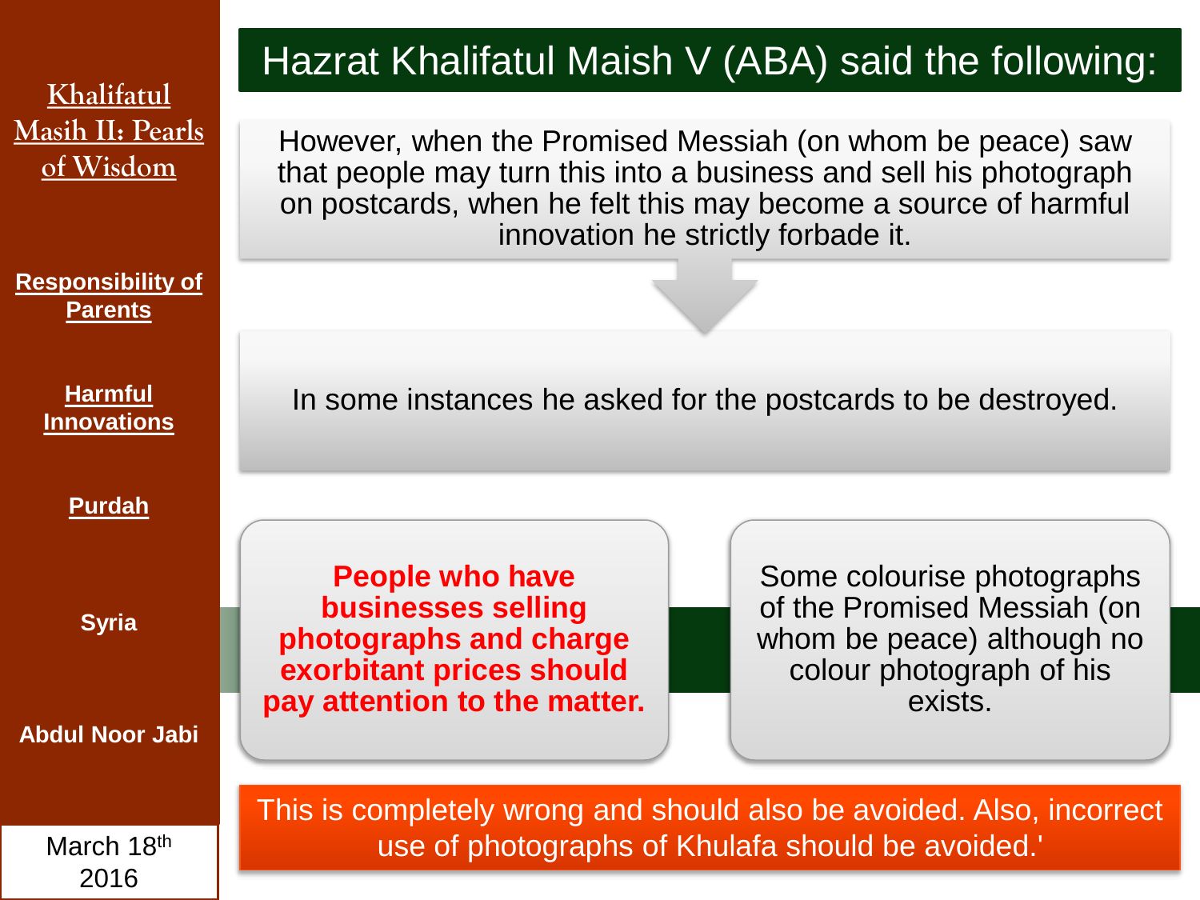Khalifatul Masih II: Pearls of Wisdom

**Responsibility of Parents**

**Harmful Innovations**

**Purdah**

**Syria**

**Abdul Noor Jabi**

March 18th 2016

# Hazrat Khalifatul Maish V (ABA) said the following:

However, when the Promised Messiah (on whom be peace) saw that people may turn this into a business and sell his photograph on postcards, when he felt this may become a source of harmful innovation he strictly forbade it.

In some instances he asked for the postcards to be destroyed.

**People who have businesses selling photographs and charge exorbitant prices should pay attention to the matter.**

Some colourise photographs of the Promised Messiah (on whom be peace) although no colour photograph of his exists.

This is completely wrong and should also be avoided. Also, incorrect use of photographs of Khulafa should be avoided.'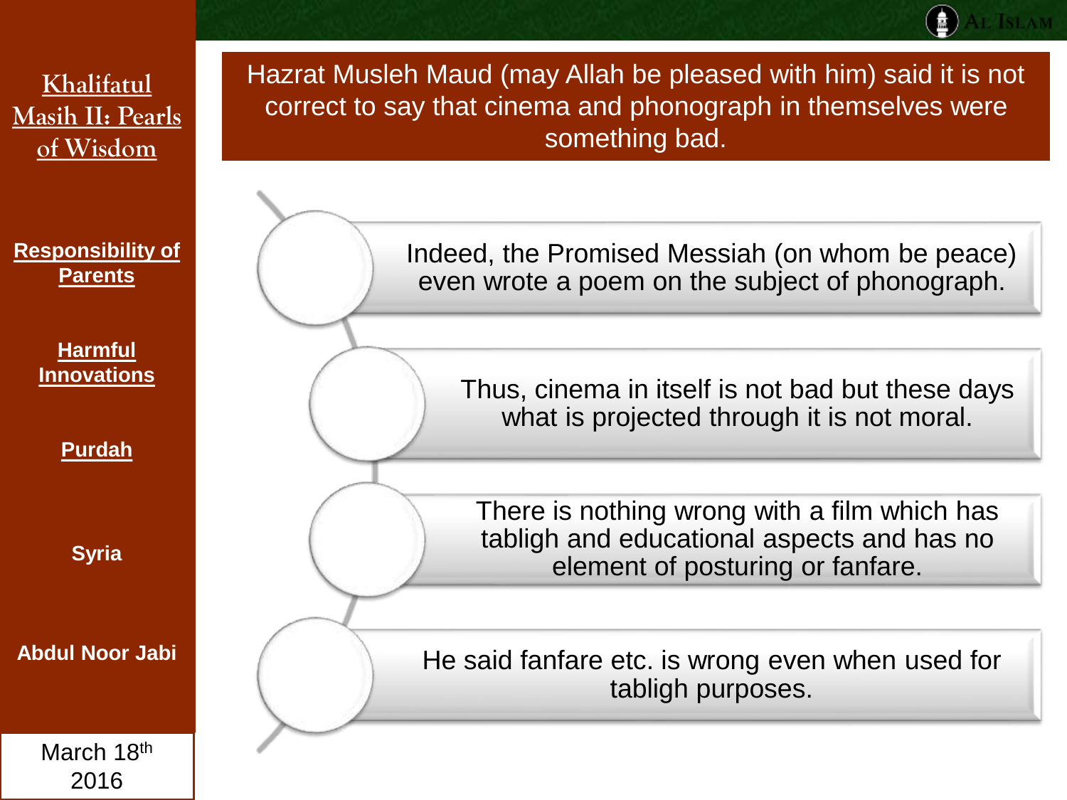**Khalifatul Masih II: Pearls of Wisdom**

**Responsibility of Parents**

**Harmful Innovations**

**Purdah**

**Syria**

**Abdul Noor Jabi**

March 18th 2016

## Hazrat Musleh Maud (may Allah be pleased with him) said it is not correct to say that cinema and phonograph in themselves were something bad.

- Indeed, the Promised Messiah (on whom be peace) even wrote a poem on the subject of phonograph.
- Thus, cinema in itself is not bad but these days what is projected through it is not moral.
- There is nothing wrong with a film which has tabligh and educational aspects and has no element of posturing or fanfare.
- He said fanfare etc. is wrong even when used for tabligh purposes.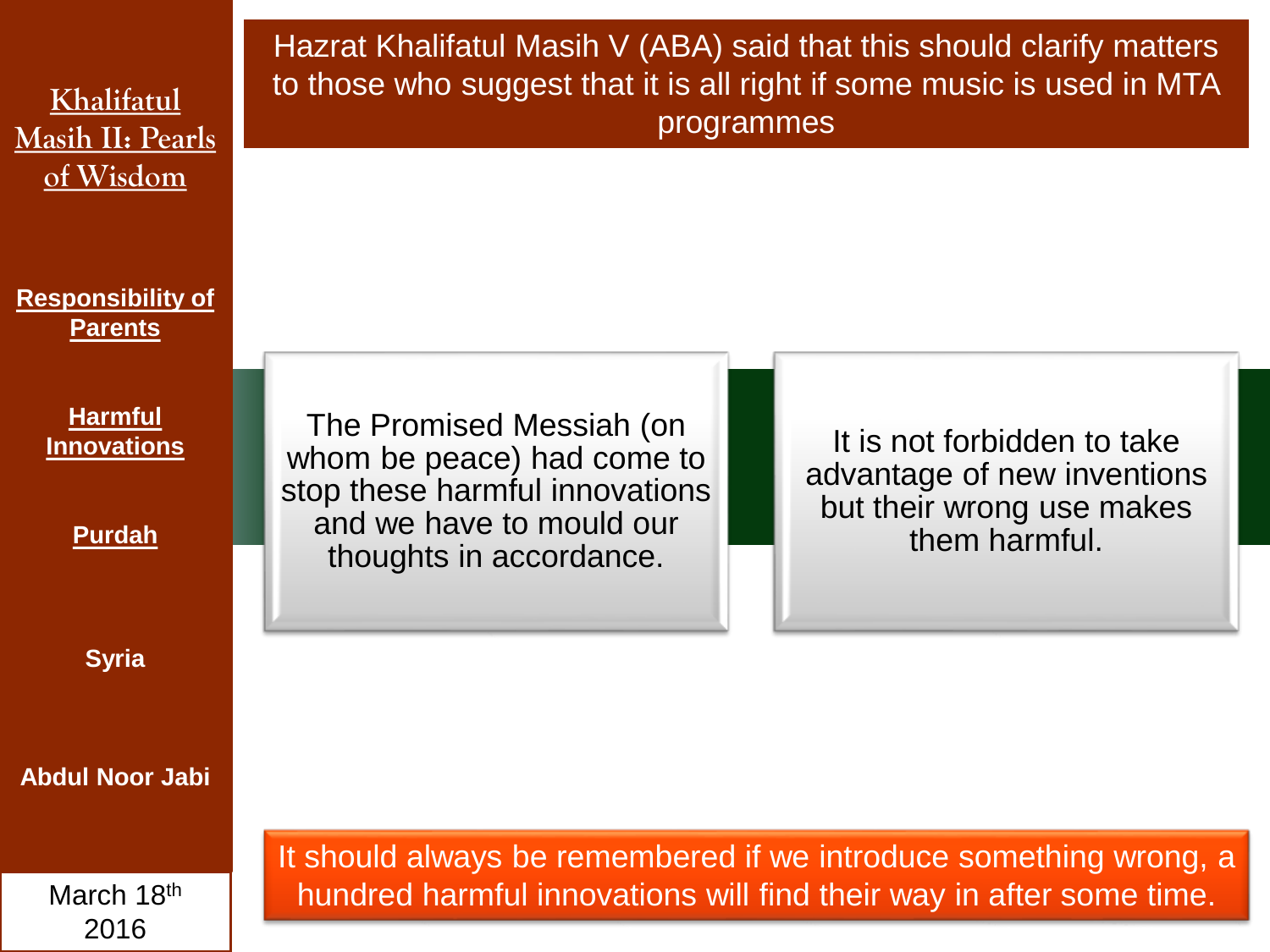**Khalifatul Masih II: Pearls of Wisdom**

**Responsibility of Parents**

**Harmful Innovations**

**Purdah**

**Syria**

**Abdul Noor Jabi**

March 18th 2016

## Hazrat Khalifatul Masih V (ABA) said that this should clarify matters to those who suggest that it is all right if some music is used in MTA programmes

The Promised Messiah (on whom be peace) had come to stop these harmful innovations and we have to mould our thoughts in accordance.

It is not forbidden to take advantage of new inventions but their wrong use makes them harmful.

It should always be remembered if we introduce something wrong, a hundred harmful innovations will find their way in after some time.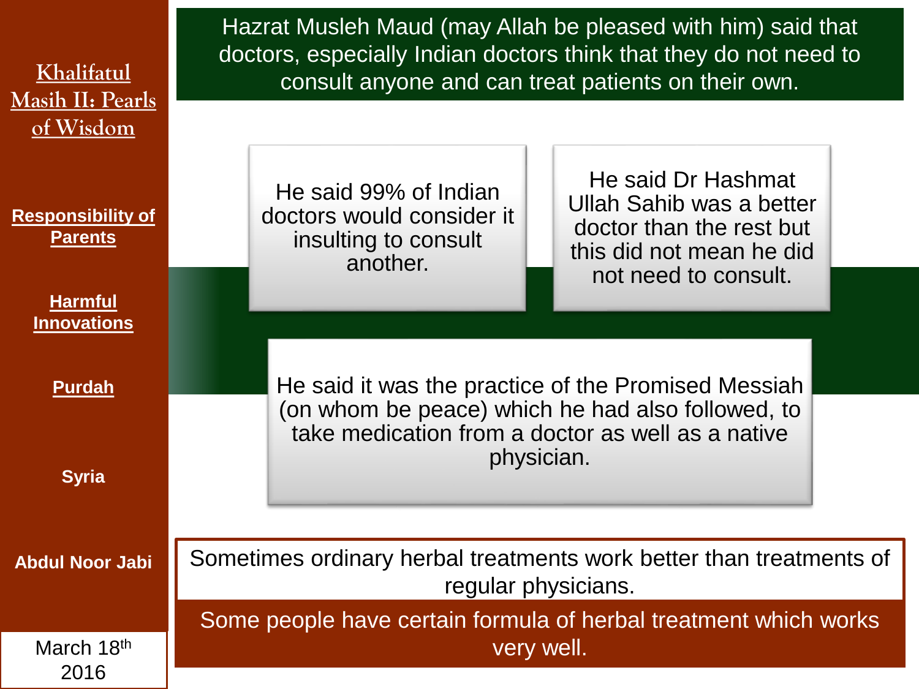## Khalifatul Masih II: Pearls of Wisdom

**Responsibility of Parents**

**Harmful Innovations**

**Purdah**

**Syria**

**Abdul Noor Jabi**

March 18th 2016

Hazrat Musleh Maud (may Allah be pleased with him) said that doctors, especially Indian doctors think that they do not need to consult anyone and can treat patients on their own.

He said 99% of Indian doctors would consider it insulting to consult another.

He said Dr Hashmat Ullah Sahib was a better doctor than the rest but this did not mean he did not need to consult.

He said it was the practice of the Promised Messiah (on whom be peace) which he had also followed, to take medication from a doctor as well as a native physician.

Sometimes ordinary herbal treatments work better than treatments of regular physicians.

Some people have certain formula of herbal treatment which works very well.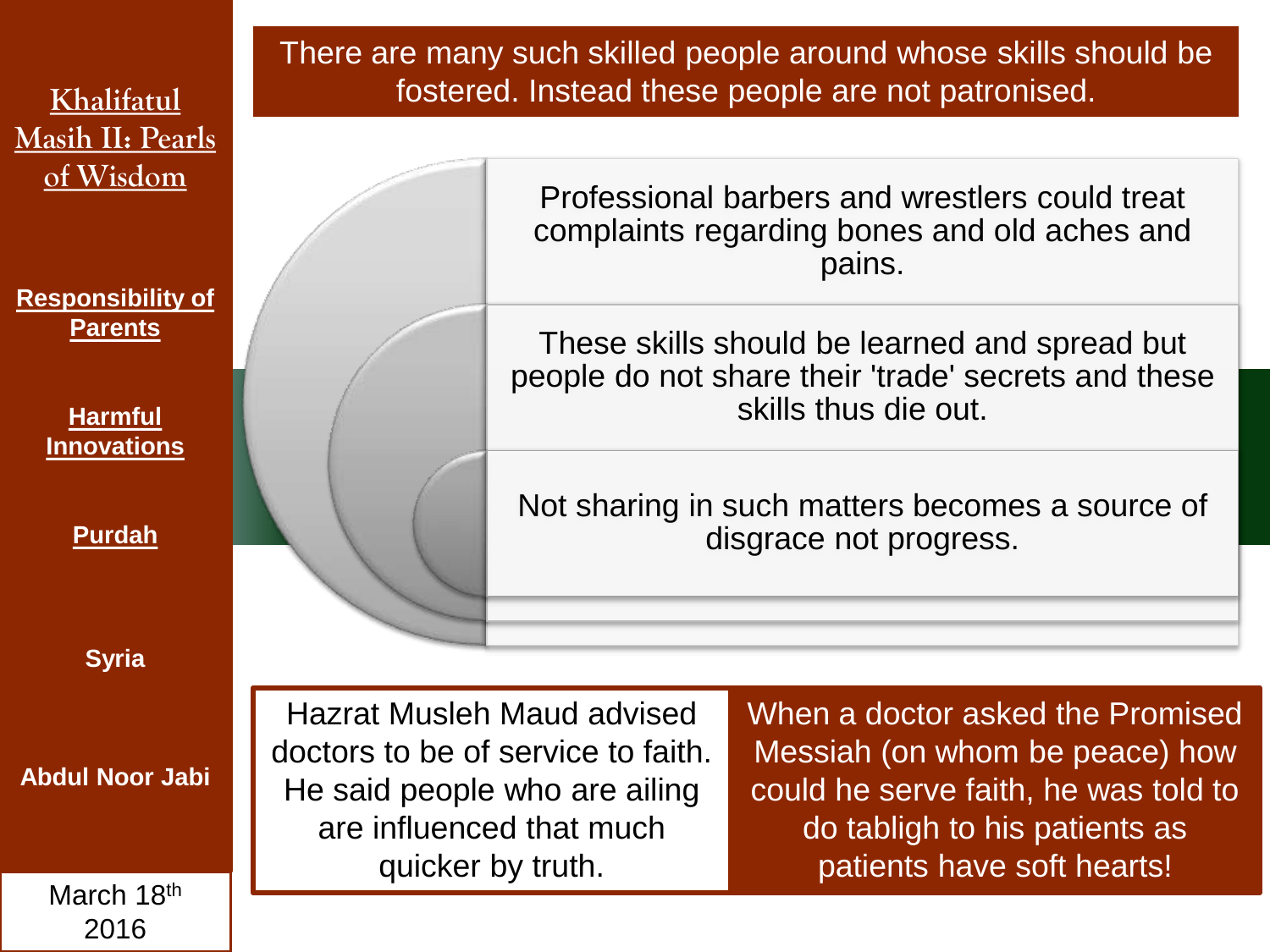**Khalifatul Masih II: Pearls of Wisdom**

**Responsibility of Parents**

**Harmful Innovations**

**Purdah**

**Syria**

**Abdul Noor Jabi**

March 18th 2016

There are many such skilled people around whose skills should be fostered. Instead these people are not patronised.

Professional barbers and wrestlers could treat complaints regarding bones and old aches and pains.

These skills should be learned and spread but people do not share their 'trade' secrets and these skills thus die out.

Not sharing in such matters becomes a source of disgrace not progress.

Hazrat Musleh Maud advised doctors to be of service to faith. He said people who are ailing are influenced that much quicker by truth.

When a doctor asked the Promised Messiah (on whom be peace) how could he serve faith, he was told to do tabligh to his patients as patients have soft hearts!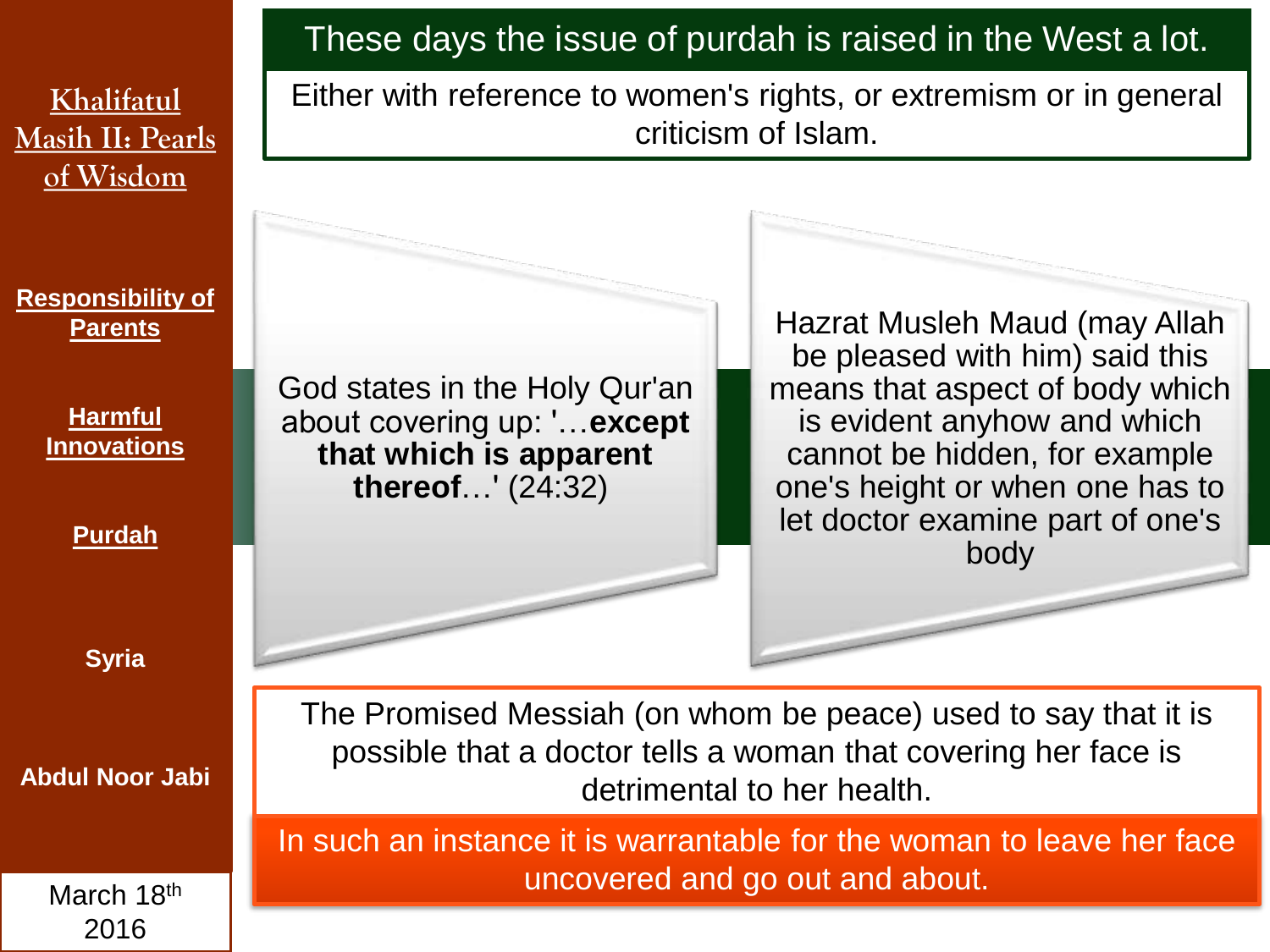Khalifatul Masih II: Pearls of Wisdom

Responsibility of Parents

Harmful Innovations

Purdah

Syria

Abdul Noor Jabi

March 18th 2016

## These days the issue of purdah is raised in the West a lot.

Either with reference to women's rights, or extremism or in general criticism of Islam.

God states in the Holy Qur'an about covering up: '…**except that which is apparent thereof**…' (24:32)

Hazrat Musleh Maud (may Allah be pleased with him) said this means that aspect of body which is evident anyhow and which cannot be hidden, for example one's height or when one has to let doctor examine part of one's body

The Promised Messiah (on whom be peace) used to say that it is possible that a doctor tells a woman that covering her face is detrimental to her health.

In such an instance it is warrantable for the woman to leave her face uncovered and go out and about.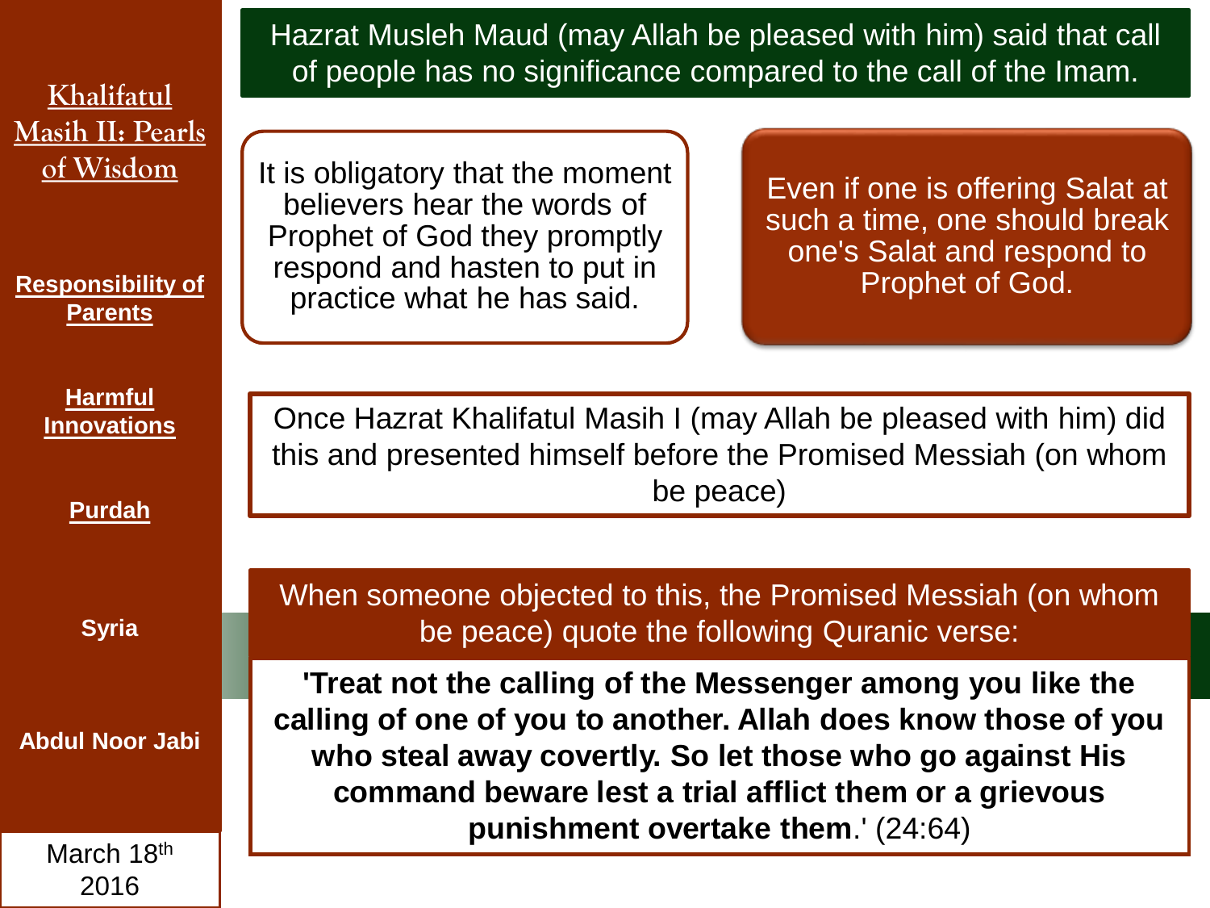Khalifatul Masih II: Pearls of Wisdom

Responsibility of Parents

Harmful Innovations

Purdah

Syria

Abdul Noor Jabi

March 18th 2016

# Hazrat Musleh Maud (may Allah be pleased with him) said that call of people has no significance compared to the call of the Imam.

It is obligatory that the moment believers hear the words of Prophet of God they promptly respond and hasten to put in practice what he has said.

Even if one is offering Salat at such a time, one should break one's Salat and respond to Prophet of God.

Once Hazrat Khalifatul Masih I (may Allah be pleased with him) did this and presented himself before the Promised Messiah (on whom be peace)

When someone objected to this, the Promised Messiah (on whom be peace) quote the following Quranic verse:

**'Treat not the calling of the Messenger among you like the calling of one of you to another. Allah does know those of you who steal away covertly. So let those who go against His command beware lest a trial afflict them or a grievous punishment overtake them**.' (24:64)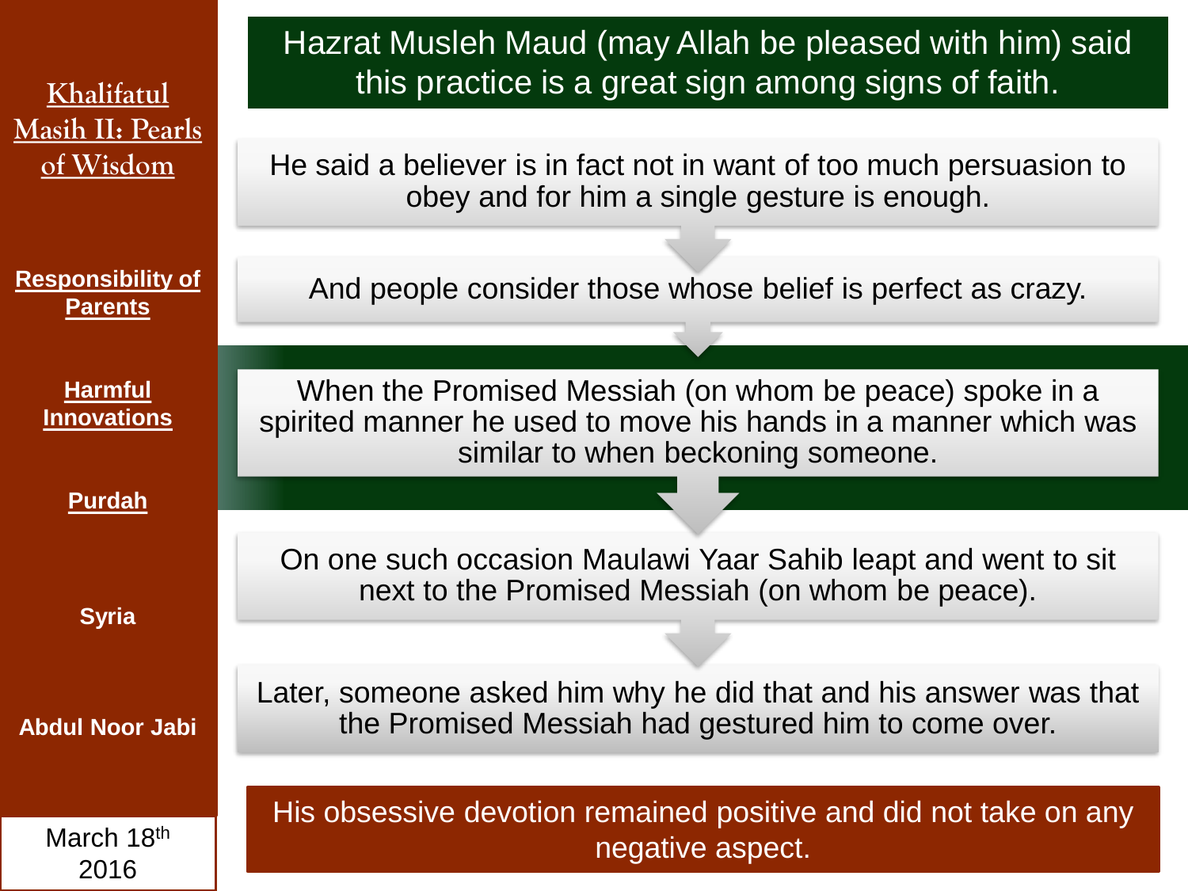**Khalifatul Masih II: Pearls of Wisdom**

**Responsibility of Parents**

**Harmful Innovations**

**Purdah**

**Syria**

**Abdul Noor Jabi**

March 18th 2016

## Hazrat Musleh Maud (may Allah be pleased with him) said this practice is a great sign among signs of faith.

He said a believer is in fact not in want of too much persuasion to obey and for him a single gesture is enough.

And people consider those whose belief is perfect as crazy.

When the Promised Messiah (on whom be peace) spoke in a spirited manner he used to move his hands in a manner which was similar to when beckoning someone.

On one such occasion Maulawi Yaar Sahib leapt and went to sit next to the Promised Messiah (on whom be peace).

Later, someone asked him why he did that and his answer was that the Promised Messiah had gestured him to come over.

His obsessive devotion remained positive and did not take on any negative aspect.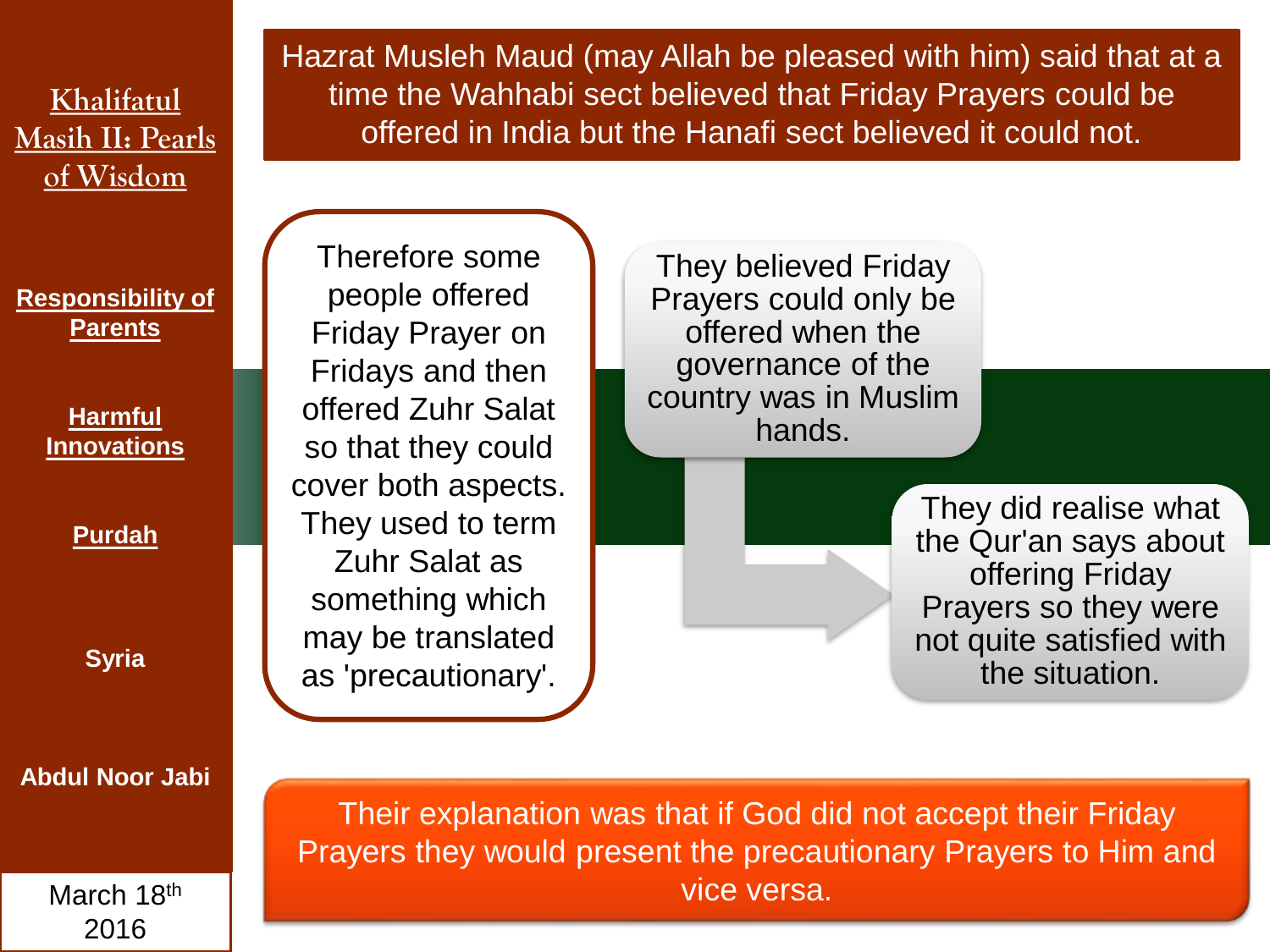**Khalifatul Masih II: Pearls of Wisdom**

**Responsibility of Parents**

**Harmful Innovations**

**Purdah**

**Syria**

**Abdul Noor Jabi**

March 18th 2016

Hazrat Musleh Maud (may Allah be pleased with him) said that at a time the Wahhabi sect believed that Friday Prayers could be offered in India but the Hanafi sect believed it could not.

Therefore some people offered Friday Prayer on Fridays and then offered Zuhr Salat so that they could cover both aspects. They used to term Zuhr Salat as something which may be translated as 'precautionary'.

They believed Friday Prayers could only be offered when the governance of the country was in Muslim hands.

They did realise what the Qur'an says about offering Friday Prayers so they were not quite satisfied with the situation.

Their explanation was that if God did not accept their Friday Prayers they would present the precautionary Prayers to Him and vice versa.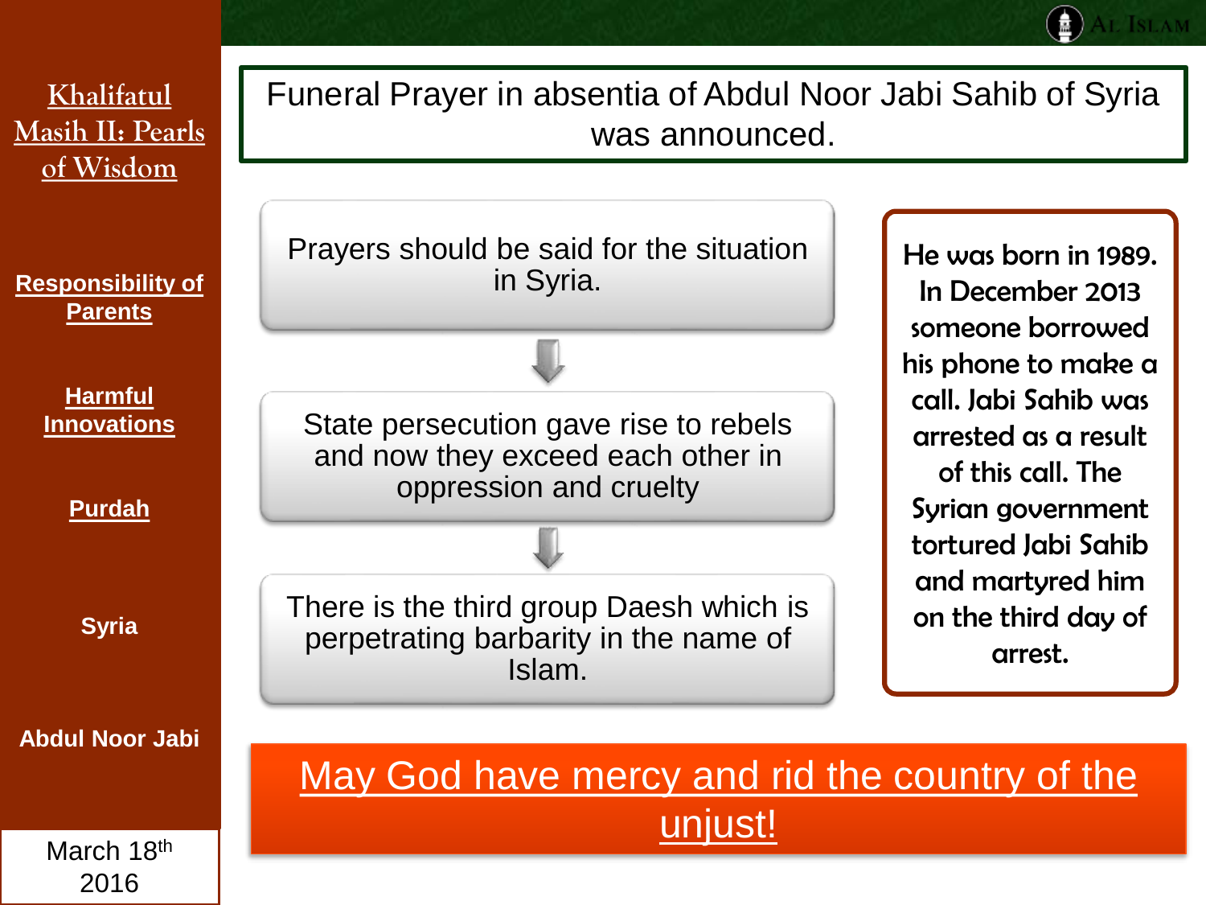Khalifatul Masih II: Pearls of Wisdom

Responsibility of Parents

Harmful Innovations

Purdah

Syria

Abdul Noor Jabi

March 18th 2016

# Funeral Prayer in absentia of Abdul Noor Jabi Sahib of Syria was announced.

Prayers should be said for the situation in Syria.

State persecution gave rise to rebels and now they exceed each other in oppression and cruelty

There is the third group Daesh which is perpetrating barbarity in the name of Islam.

He was born in 1989. In December 2013 someone borrowed his phone to make a call. Jabi Sahib was arrested as a result of this call. The Syrian government tortured Jabi Sahib and martyred him on the third day of arrest.

May God have mercy and rid the country of the unjust!